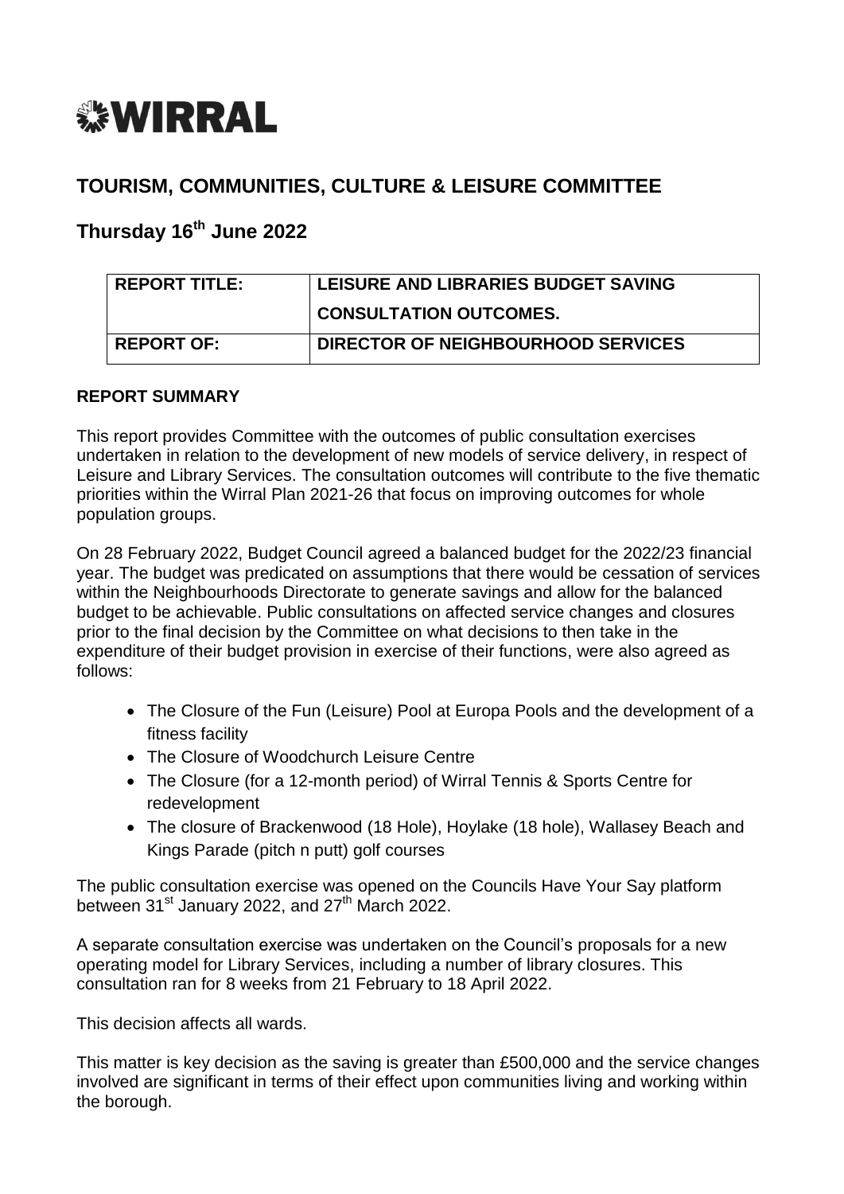WIRRAL

# TOURISM, COMMUNITIES, CULTURE & LEISURE COMMITTEE

## Thursday 16th June 2022

| REPORT TITLE: | LEISURE AND LIBRARIES BUDGET SAVING CONSULTATION OUTCOMES. |
|---|---|
| REPORT OF: | DIRECTOR OF NEIGHBOURHOOD SERVICES |

**REPORT SUMMARY**

This report provides Committee with the outcomes of public consultation exercises undertaken in relation to the development of new models of service delivery, in respect of Leisure and Library Services. The consultation outcomes will contribute to the five thematic priorities within the Wirral Plan 2021-26 that focus on improving outcomes for whole population groups.

On 28 February 2022, Budget Council agreed a balanced budget for the 2022/23 financial year. The budget was predicated on assumptions that there would be cessation of services within the Neighbourhoods Directorate to generate savings and allow for the balanced budget to be achievable. Public consultations on affected service changes and closures prior to the final decision by the Committee on what decisions to then take in the expenditure of their budget provision in exercise of their functions, were also agreed as follows:

- The Closure of the Fun (Leisure) Pool at Europa Pools and the development of a fitness facility
- The Closure of Woodchurch Leisure Centre
- The Closure (for a 12-month period) of Wirral Tennis & Sports Centre for redevelopment
- The closure of Brackenwood (18 Hole), Hoylake (18 hole), Wallasey Beach and Kings Parade (pitch n putt) golf courses

The public consultation exercise was opened on the Councils Have Your Say platform between 31st January 2022, and 27th March 2022.

A separate consultation exercise was undertaken on the Council's proposals for a new operating model for Library Services, including a number of library closures. This consultation ran for 8 weeks from 21 February to 18 April 2022.

This decision affects all wards.

This matter is key decision as the saving is greater than £500,000 and the service changes involved are significant in terms of their effect upon communities living and working within the borough.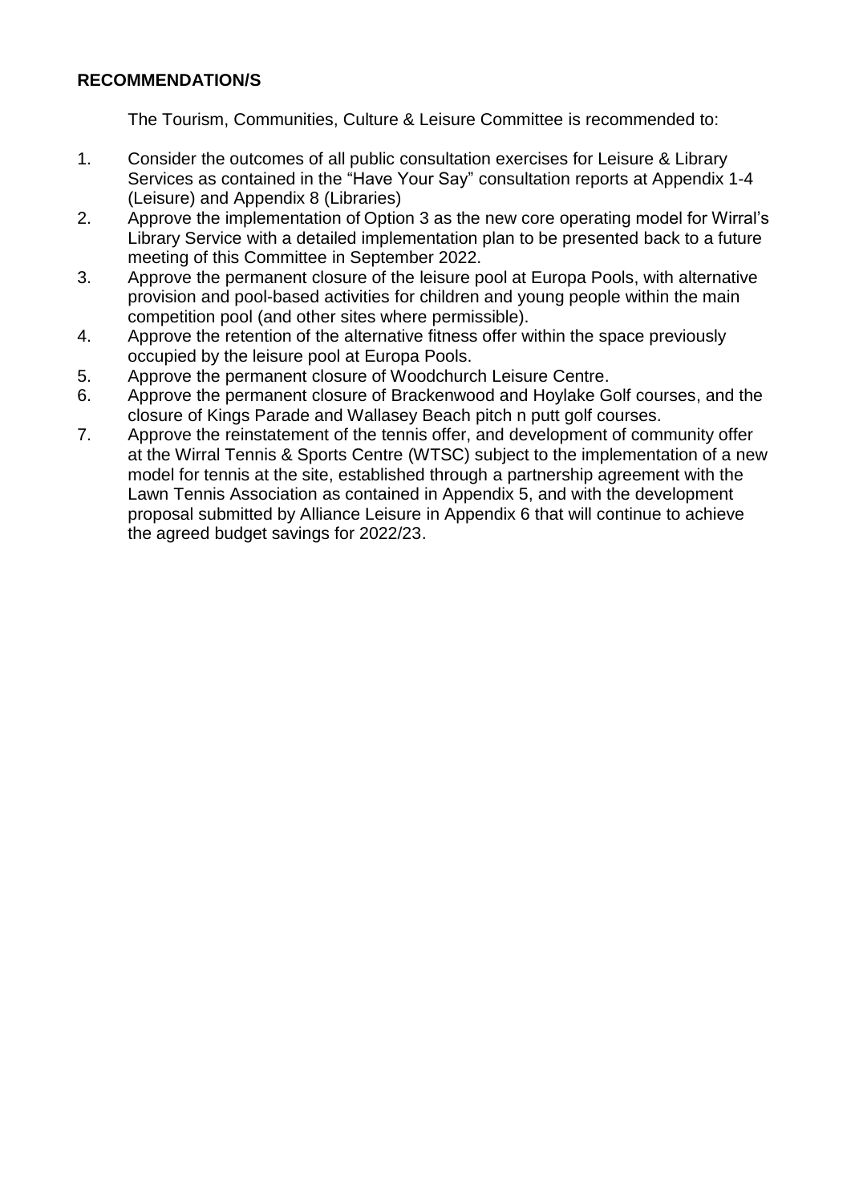**RECOMMENDATION/S**

The Tourism, Communities, Culture & Leisure Committee is recommended to:

1. Consider the outcomes of all public consultation exercises for Leisure & Library Services as contained in the "Have Your Say" consultation reports at Appendix 1-4 (Leisure) and Appendix 8 (Libraries)
2. Approve the implementation of Option 3 as the new core operating model for Wirral's Library Service with a detailed implementation plan to be presented back to a future meeting of this Committee in September 2022.
3. Approve the permanent closure of the leisure pool at Europa Pools, with alternative provision and pool-based activities for children and young people within the main competition pool (and other sites where permissible).
4. Approve the retention of the alternative fitness offer within the space previously occupied by the leisure pool at Europa Pools.
5. Approve the permanent closure of Woodchurch Leisure Centre.
6. Approve the permanent closure of Brackenwood and Hoylake Golf courses, and the closure of Kings Parade and Wallasey Beach pitch n putt golf courses.
7. Approve the reinstatement of the tennis offer, and development of community offer at the Wirral Tennis & Sports Centre (WTSC) subject to the implementation of a new model for tennis at the site, established through a partnership agreement with the Lawn Tennis Association as contained in Appendix 5, and with the development proposal submitted by Alliance Leisure in Appendix 6 that will continue to achieve the agreed budget savings for 2022/23.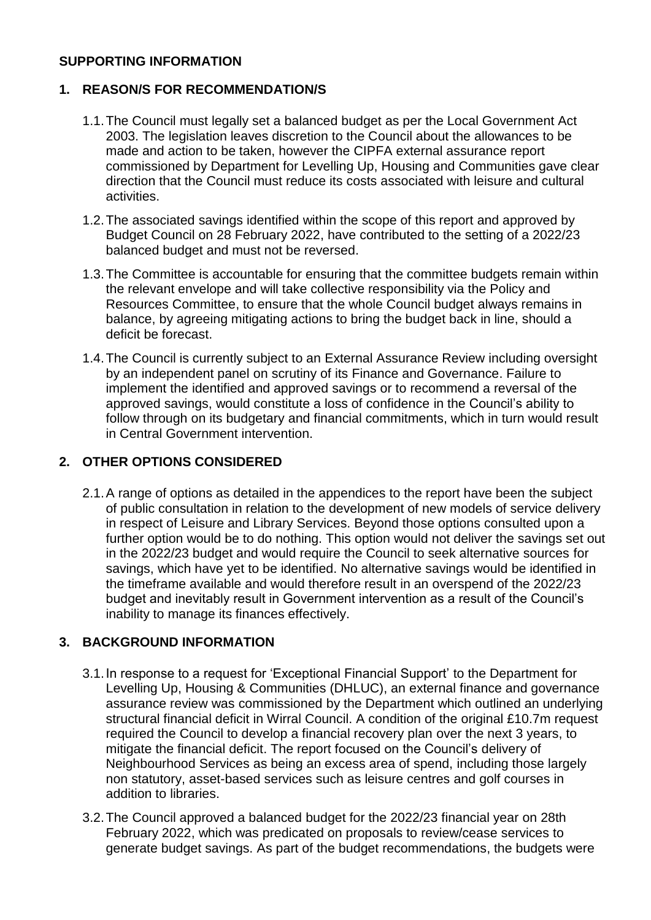## SUPPORTING INFORMATION

### 1. REASON/S FOR RECOMMENDATION/S

1.1. The Council must legally set a balanced budget as per the Local Government Act 2003. The legislation leaves discretion to the Council about the allowances to be made and action to be taken, however the CIPFA external assurance report commissioned by Department for Levelling Up, Housing and Communities gave clear direction that the Council must reduce its costs associated with leisure and cultural activities.

1.2. The associated savings identified within the scope of this report and approved by Budget Council on 28 February 2022, have contributed to the setting of a 2022/23 balanced budget and must not be reversed.

1.3. The Committee is accountable for ensuring that the committee budgets remain within the relevant envelope and will take collective responsibility via the Policy and Resources Committee, to ensure that the whole Council budget always remains in balance, by agreeing mitigating actions to bring the budget back in line, should a deficit be forecast.

1.4. The Council is currently subject to an External Assurance Review including oversight by an independent panel on scrutiny of its Finance and Governance. Failure to implement the identified and approved savings or to recommend a reversal of the approved savings, would constitute a loss of confidence in the Council's ability to follow through on its budgetary and financial commitments, which in turn would result in Central Government intervention.

### 2. OTHER OPTIONS CONSIDERED

2.1. A range of options as detailed in the appendices to the report have been the subject of public consultation in relation to the development of new models of service delivery in respect of Leisure and Library Services. Beyond those options consulted upon a further option would be to do nothing. This option would not deliver the savings set out in the 2022/23 budget and would require the Council to seek alternative sources for savings, which have yet to be identified. No alternative savings would be identified in the timeframe available and would therefore result in an overspend of the 2022/23 budget and inevitably result in Government intervention as a result of the Council's inability to manage its finances effectively.

### 3. BACKGROUND INFORMATION

3.1. In response to a request for 'Exceptional Financial Support' to the Department for Levelling Up, Housing & Communities (DHLUC), an external finance and governance assurance review was commissioned by the Department which outlined an underlying structural financial deficit in Wirral Council. A condition of the original £10.7m request required the Council to develop a financial recovery plan over the next 3 years, to mitigate the financial deficit. The report focused on the Council's delivery of Neighbourhood Services as being an excess area of spend, including those largely non statutory, asset-based services such as leisure centres and golf courses in addition to libraries.

3.2. The Council approved a balanced budget for the 2022/23 financial year on 28th February 2022, which was predicated on proposals to review/cease services to generate budget savings. As part of the budget recommendations, the budgets were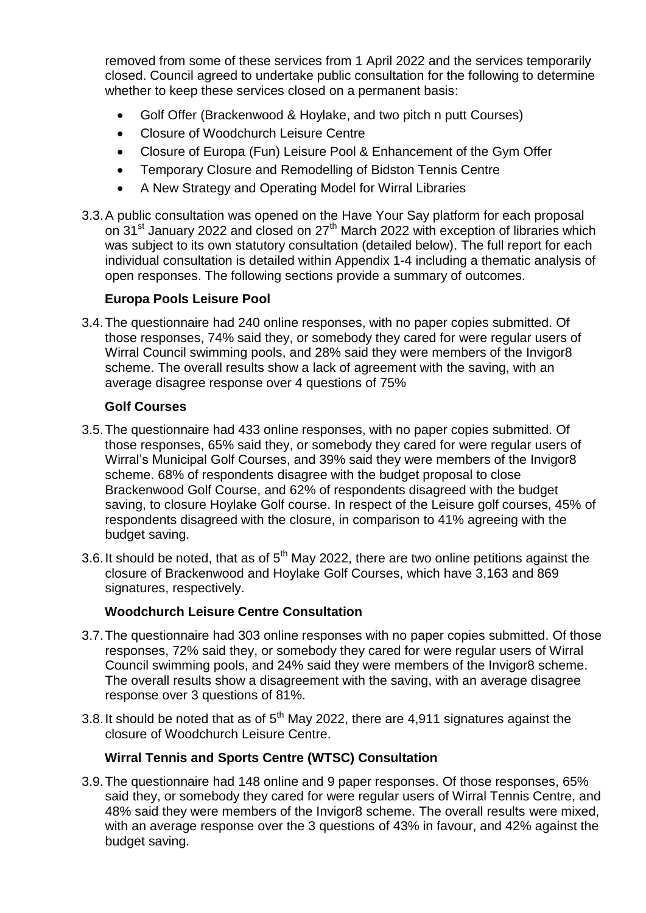removed from some of these services from 1 April 2022 and the services temporarily closed. Council agreed to undertake public consultation for the following to determine whether to keep these services closed on a permanent basis:

- Golf Offer (Brackenwood & Hoylake, and two pitch n putt Courses)
- Closure of Woodchurch Leisure Centre
- Closure of Europa (Fun) Leisure Pool & Enhancement of the Gym Offer
- Temporary Closure and Remodelling of Bidston Tennis Centre
- A New Strategy and Operating Model for Wirral Libraries

3.3. A public consultation was opened on the Have Your Say platform for each proposal on 31st January 2022 and closed on 27th March 2022 with exception of libraries which was subject to its own statutory consultation (detailed below). The full report for each individual consultation is detailed within Appendix 1-4 including a thematic analysis of open responses. The following sections provide a summary of outcomes.

**Europa Pools Leisure Pool**

3.4. The questionnaire had 240 online responses, with no paper copies submitted. Of those responses, 74% said they, or somebody they cared for were regular users of Wirral Council swimming pools, and 28% said they were members of the Invigor8 scheme. The overall results show a lack of agreement with the saving, with an average disagree response over 4 questions of 75%

**Golf Courses**

3.5. The questionnaire had 433 online responses, with no paper copies submitted. Of those responses, 65% said they, or somebody they cared for were regular users of Wirral's Municipal Golf Courses, and 39% said they were members of the Invigor8 scheme. 68% of respondents disagree with the budget proposal to close Brackenwood Golf Course, and 62% of respondents disagreed with the budget saving, to closure Hoylake Golf course. In respect of the Leisure golf courses, 45% of respondents disagreed with the closure, in comparison to 41% agreeing with the budget saving.

3.6. It should be noted, that as of 5th May 2022, there are two online petitions against the closure of Brackenwood and Hoylake Golf Courses, which have 3,163 and 869 signatures, respectively.

**Woodchurch Leisure Centre Consultation**

3.7. The questionnaire had 303 online responses with no paper copies submitted. Of those responses, 72% said they, or somebody they cared for were regular users of Wirral Council swimming pools, and 24% said they were members of the Invigor8 scheme. The overall results show a disagreement with the saving, with an average disagree response over 3 questions of 81%.

3.8. It should be noted that as of 5th May 2022, there are 4,911 signatures against the closure of Woodchurch Leisure Centre.

**Wirral Tennis and Sports Centre (WTSC) Consultation**

3.9. The questionnaire had 148 online and 9 paper responses. Of those responses, 65% said they, or somebody they cared for were regular users of Wirral Tennis Centre, and 48% said they were members of the Invigor8 scheme. The overall results were mixed, with an average response over the 3 questions of 43% in favour, and 42% against the budget saving.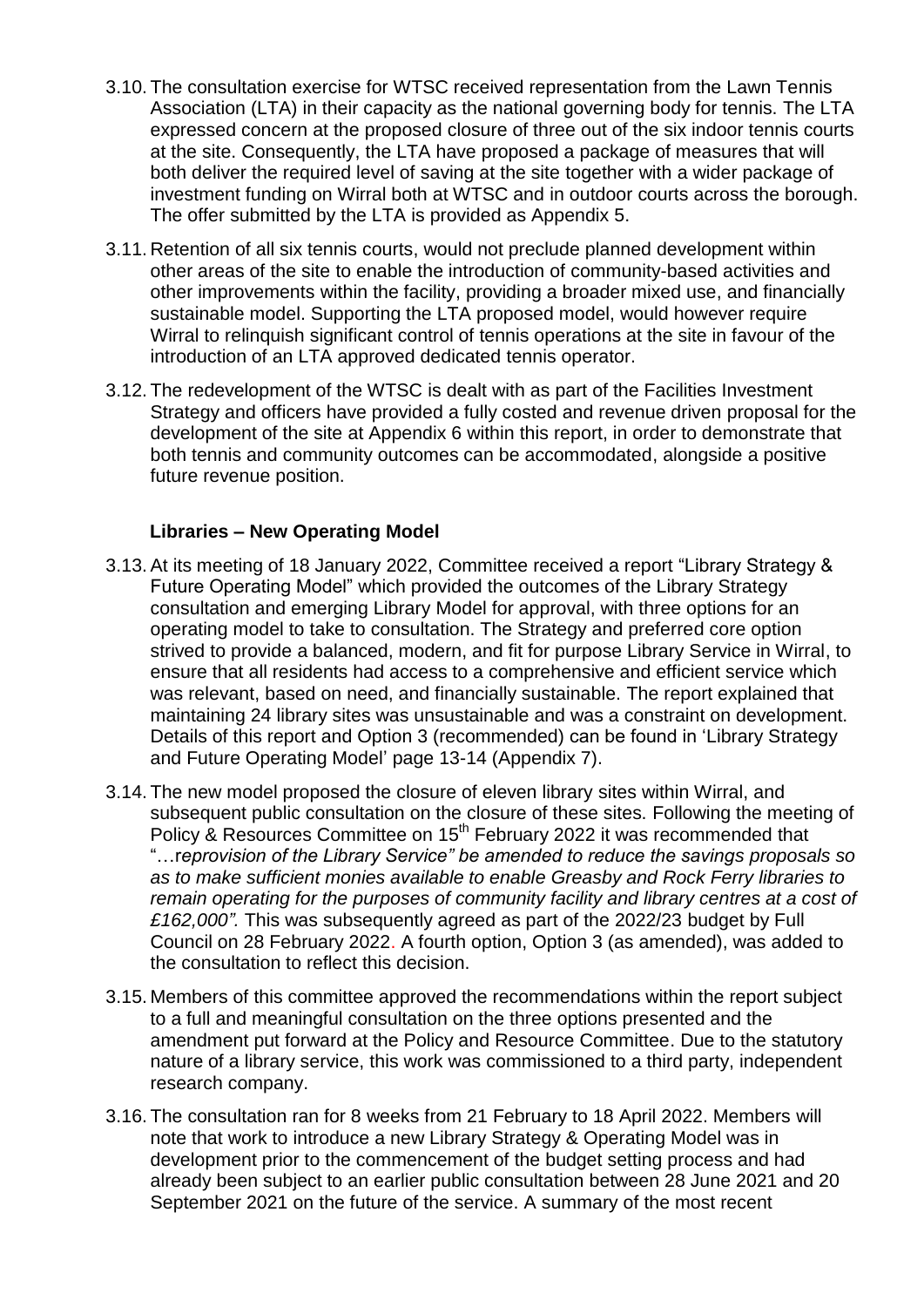3.10. The consultation exercise for WTSC received representation from the Lawn Tennis Association (LTA) in their capacity as the national governing body for tennis. The LTA expressed concern at the proposed closure of three out of the six indoor tennis courts at the site. Consequently, the LTA have proposed a package of measures that will both deliver the required level of saving at the site together with a wider package of investment funding on Wirral both at WTSC and in outdoor courts across the borough. The offer submitted by the LTA is provided as Appendix 5.

3.11. Retention of all six tennis courts, would not preclude planned development within other areas of the site to enable the introduction of community-based activities and other improvements within the facility, providing a broader mixed use, and financially sustainable model. Supporting the LTA proposed model, would however require Wirral to relinquish significant control of tennis operations at the site in favour of the introduction of an LTA approved dedicated tennis operator.

3.12. The redevelopment of the WTSC is dealt with as part of the Facilities Investment Strategy and officers have provided a fully costed and revenue driven proposal for the development of the site at Appendix 6 within this report, in order to demonstrate that both tennis and community outcomes can be accommodated, alongside a positive future revenue position.

**Libraries – New Operating Model**

3.13. At its meeting of 18 January 2022, Committee received a report "Library Strategy & Future Operating Model" which provided the outcomes of the Library Strategy consultation and emerging Library Model for approval, with three options for an operating model to take to consultation. The Strategy and preferred core option strived to provide a balanced, modern, and fit for purpose Library Service in Wirral, to ensure that all residents had access to a comprehensive and efficient service which was relevant, based on need, and financially sustainable. The report explained that maintaining 24 library sites was unsustainable and was a constraint on development. Details of this report and Option 3 (recommended) can be found in 'Library Strategy and Future Operating Model' page 13-14 (Appendix 7).

3.14. The new model proposed the closure of eleven library sites within Wirral, and subsequent public consultation on the closure of these sites. Following the meeting of Policy & Resources Committee on 15th February 2022 it was recommended that "…r*eprovision of the Library Service" be amended to reduce the savings proposals so as to make sufficient monies available to enable Greasby and Rock Ferry libraries to remain operating for the purposes of community facility and library centres at a cost of £162,000".* This was subsequently agreed as part of the 2022/23 budget by Full Council on 28 February 2022. A fourth option, Option 3 (as amended), was added to the consultation to reflect this decision.

3.15. Members of this committee approved the recommendations within the report subject to a full and meaningful consultation on the three options presented and the amendment put forward at the Policy and Resource Committee. Due to the statutory nature of a library service, this work was commissioned to a third party, independent research company.

3.16. The consultation ran for 8 weeks from 21 February to 18 April 2022. Members will note that work to introduce a new Library Strategy & Operating Model was in development prior to the commencement of the budget setting process and had already been subject to an earlier public consultation between 28 June 2021 and 20 September 2021 on the future of the service. A summary of the most recent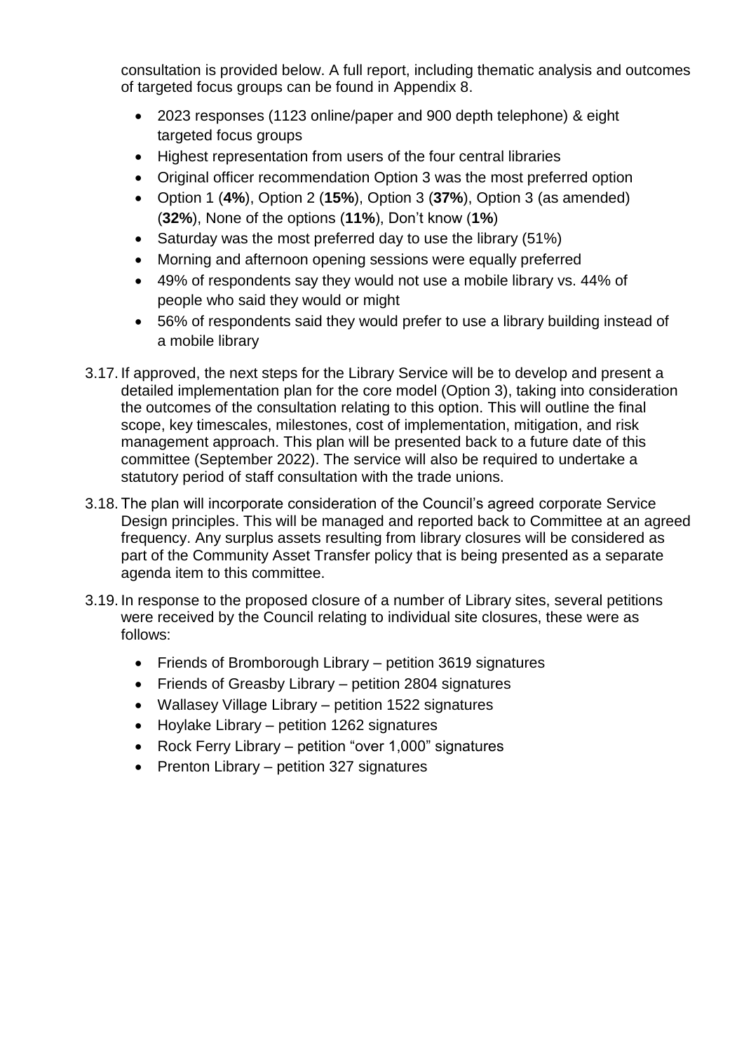consultation is provided below. A full report, including thematic analysis and outcomes of targeted focus groups can be found in Appendix 8.

- 2023 responses (1123 online/paper and 900 depth telephone) & eight targeted focus groups
- Highest representation from users of the four central libraries
- Original officer recommendation Option 3 was the most preferred option
- Option 1 (**4%**), Option 2 (**15%**), Option 3 (**37%**), Option 3 (as amended) (**32%**), None of the options (**11%**), Don't know (**1%**)
- Saturday was the most preferred day to use the library (51%)
- Morning and afternoon opening sessions were equally preferred
- 49% of respondents say they would not use a mobile library vs. 44% of people who said they would or might
- 56% of respondents said they would prefer to use a library building instead of a mobile library

3.17. If approved, the next steps for the Library Service will be to develop and present a detailed implementation plan for the core model (Option 3), taking into consideration the outcomes of the consultation relating to this option. This will outline the final scope, key timescales, milestones, cost of implementation, mitigation, and risk management approach. This plan will be presented back to a future date of this committee (September 2022). The service will also be required to undertake a statutory period of staff consultation with the trade unions.

3.18. The plan will incorporate consideration of the Council's agreed corporate Service Design principles. This will be managed and reported back to Committee at an agreed frequency. Any surplus assets resulting from library closures will be considered as part of the Community Asset Transfer policy that is being presented as a separate agenda item to this committee.

3.19. In response to the proposed closure of a number of Library sites, several petitions were received by the Council relating to individual site closures, these were as follows:

- Friends of Bromborough Library – petition 3619 signatures
- Friends of Greasby Library – petition 2804 signatures
- Wallasey Village Library – petition 1522 signatures
- Hoylake Library – petition 1262 signatures
- Rock Ferry Library – petition "over 1,000" signatures
- Prenton Library – petition 327 signatures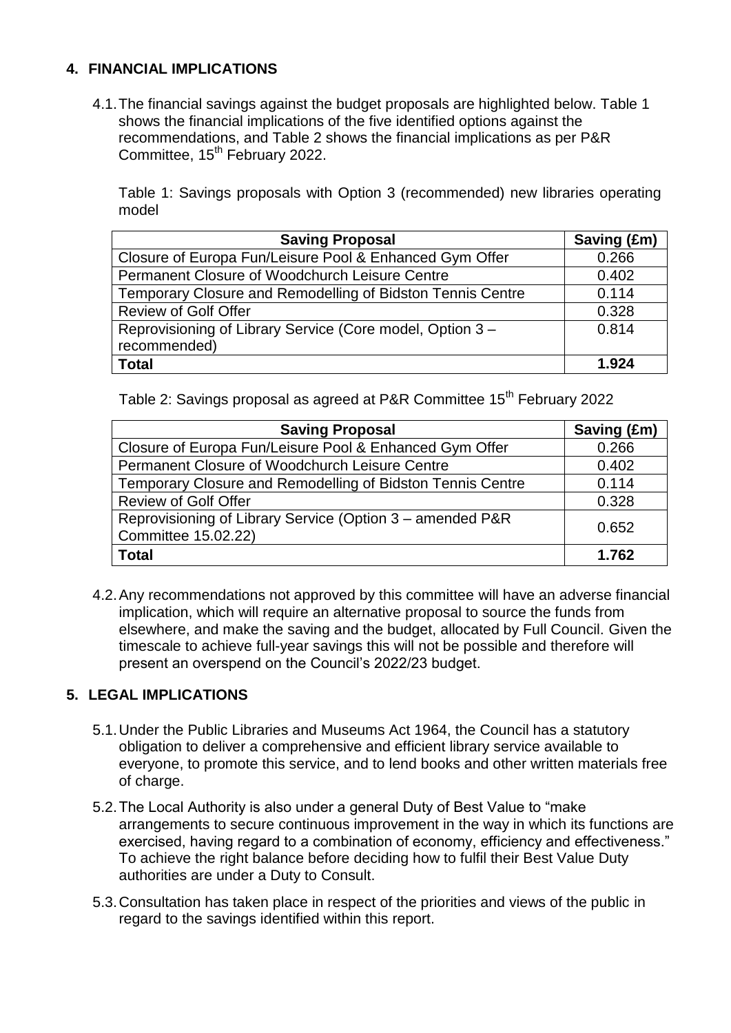## 4. FINANCIAL IMPLICATIONS

4.1. The financial savings against the budget proposals are highlighted below. Table 1 shows the financial implications of the five identified options against the recommendations, and Table 2 shows the financial implications as per P&R Committee, 15th February 2022.

Table 1: Savings proposals with Option 3 (recommended) new libraries operating model

| Saving Proposal | Saving (£m) |
|---|---|
| Closure of Europa Fun/Leisure Pool & Enhanced Gym Offer | 0.266 |
| Permanent Closure of Woodchurch Leisure Centre | 0.402 |
| Temporary Closure and Remodelling of Bidston Tennis Centre | 0.114 |
| Review of Golf Offer | 0.328 |
| Reprovisioning of Library Service (Core model, Option 3 – recommended) | 0.814 |
| **Total** | **1.924** |

Table 2: Savings proposal as agreed at P&R Committee 15th February 2022

| Saving Proposal | Saving (£m) |
|---|---|
| Closure of Europa Fun/Leisure Pool & Enhanced Gym Offer | 0.266 |
| Permanent Closure of Woodchurch Leisure Centre | 0.402 |
| Temporary Closure and Remodelling of Bidston Tennis Centre | 0.114 |
| Review of Golf Offer | 0.328 |
| Reprovisioning of Library Service (Option 3 – amended P&R Committee 15.02.22) | 0.652 |
| **Total** | **1.762** |

4.2. Any recommendations not approved by this committee will have an adverse financial implication, which will require an alternative proposal to source the funds from elsewhere, and make the saving and the budget, allocated by Full Council. Given the timescale to achieve full-year savings this will not be possible and therefore will present an overspend on the Council's 2022/23 budget.

## 5. LEGAL IMPLICATIONS

5.1. Under the Public Libraries and Museums Act 1964, the Council has a statutory obligation to deliver a comprehensive and efficient library service available to everyone, to promote this service, and to lend books and other written materials free of charge.

5.2. The Local Authority is also under a general Duty of Best Value to "make arrangements to secure continuous improvement in the way in which its functions are exercised, having regard to a combination of economy, efficiency and effectiveness." To achieve the right balance before deciding how to fulfil their Best Value Duty authorities are under a Duty to Consult.

5.3. Consultation has taken place in respect of the priorities and views of the public in regard to the savings identified within this report.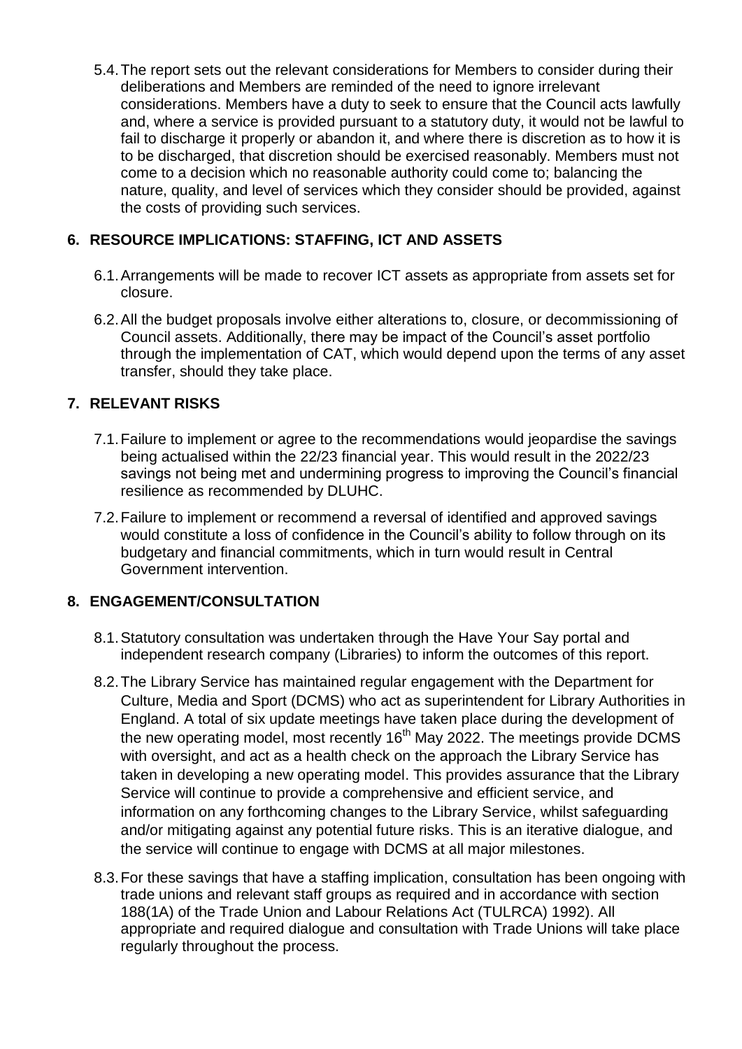5.4. The report sets out the relevant considerations for Members to consider during their deliberations and Members are reminded of the need to ignore irrelevant considerations. Members have a duty to seek to ensure that the Council acts lawfully and, where a service is provided pursuant to a statutory duty, it would not be lawful to fail to discharge it properly or abandon it, and where there is discretion as to how it is to be discharged, that discretion should be exercised reasonably. Members must not come to a decision which no reasonable authority could come to; balancing the nature, quality, and level of services which they consider should be provided, against the costs of providing such services.

## 6. RESOURCE IMPLICATIONS: STAFFING, ICT AND ASSETS

6.1. Arrangements will be made to recover ICT assets as appropriate from assets set for closure.

6.2. All the budget proposals involve either alterations to, closure, or decommissioning of Council assets. Additionally, there may be impact of the Council's asset portfolio through the implementation of CAT, which would depend upon the terms of any asset transfer, should they take place.

## 7. RELEVANT RISKS

7.1. Failure to implement or agree to the recommendations would jeopardise the savings being actualised within the 22/23 financial year. This would result in the 2022/23 savings not being met and undermining progress to improving the Council's financial resilience as recommended by DLUHC.

7.2. Failure to implement or recommend a reversal of identified and approved savings would constitute a loss of confidence in the Council's ability to follow through on its budgetary and financial commitments, which in turn would result in Central Government intervention.

## 8. ENGAGEMENT/CONSULTATION

8.1. Statutory consultation was undertaken through the Have Your Say portal and independent research company (Libraries) to inform the outcomes of this report.

8.2. The Library Service has maintained regular engagement with the Department for Culture, Media and Sport (DCMS) who act as superintendent for Library Authorities in England. A total of six update meetings have taken place during the development of the new operating model, most recently 16th May 2022. The meetings provide DCMS with oversight, and act as a health check on the approach the Library Service has taken in developing a new operating model. This provides assurance that the Library Service will continue to provide a comprehensive and efficient service, and information on any forthcoming changes to the Library Service, whilst safeguarding and/or mitigating against any potential future risks. This is an iterative dialogue, and the service will continue to engage with DCMS at all major milestones.

8.3. For these savings that have a staffing implication, consultation has been ongoing with trade unions and relevant staff groups as required and in accordance with section 188(1A) of the Trade Union and Labour Relations Act (TULRCA) 1992. All appropriate and required dialogue and consultation with Trade Unions will take place regularly throughout the process.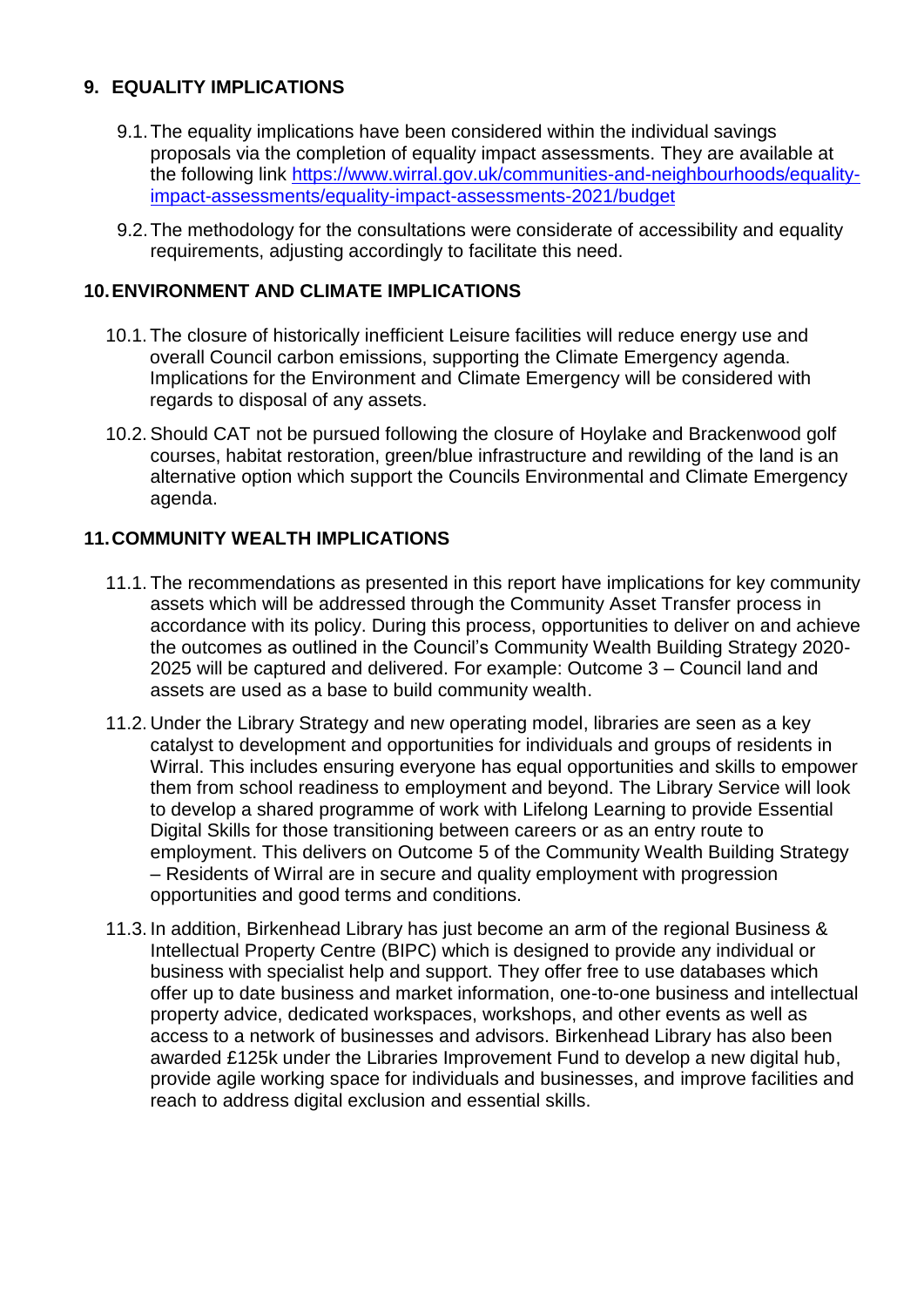## 9. EQUALITY IMPLICATIONS

9.1. The equality implications have been considered within the individual savings proposals via the completion of equality impact assessments. They are available at the following link [https://www.wirral.gov.uk/communities-and-neighbourhoods/equality-impact-assessments/equality-impact-assessments-2021/budget](https://www.wirral.gov.uk/communities-and-neighbourhoods/equality-impact-assessments/equality-impact-assessments-2021/budget)

9.2. The methodology for the consultations were considerate of accessibility and equality requirements, adjusting accordingly to facilitate this need.

## 10. ENVIRONMENT AND CLIMATE IMPLICATIONS

10.1. The closure of historically inefficient Leisure facilities will reduce energy use and overall Council carbon emissions, supporting the Climate Emergency agenda. Implications for the Environment and Climate Emergency will be considered with regards to disposal of any assets.

10.2. Should CAT not be pursued following the closure of Hoylake and Brackenwood golf courses, habitat restoration, green/blue infrastructure and rewilding of the land is an alternative option which support the Councils Environmental and Climate Emergency agenda.

## 11. COMMUNITY WEALTH IMPLICATIONS

11.1. The recommendations as presented in this report have implications for key community assets which will be addressed through the Community Asset Transfer process in accordance with its policy. During this process, opportunities to deliver on and achieve the outcomes as outlined in the Council's Community Wealth Building Strategy 2020-2025 will be captured and delivered. For example: Outcome 3 – Council land and assets are used as a base to build community wealth.

11.2. Under the Library Strategy and new operating model, libraries are seen as a key catalyst to development and opportunities for individuals and groups of residents in Wirral. This includes ensuring everyone has equal opportunities and skills to empower them from school readiness to employment and beyond. The Library Service will look to develop a shared programme of work with Lifelong Learning to provide Essential Digital Skills for those transitioning between careers or as an entry route to employment. This delivers on Outcome 5 of the Community Wealth Building Strategy – Residents of Wirral are in secure and quality employment with progression opportunities and good terms and conditions.

11.3. In addition, Birkenhead Library has just become an arm of the regional Business & Intellectual Property Centre (BIPC) which is designed to provide any individual or business with specialist help and support. They offer free to use databases which offer up to date business and market information, one-to-one business and intellectual property advice, dedicated workspaces, workshops, and other events as well as access to a network of businesses and advisors. Birkenhead Library has also been awarded £125k under the Libraries Improvement Fund to develop a new digital hub, provide agile working space for individuals and businesses, and improve facilities and reach to address digital exclusion and essential skills.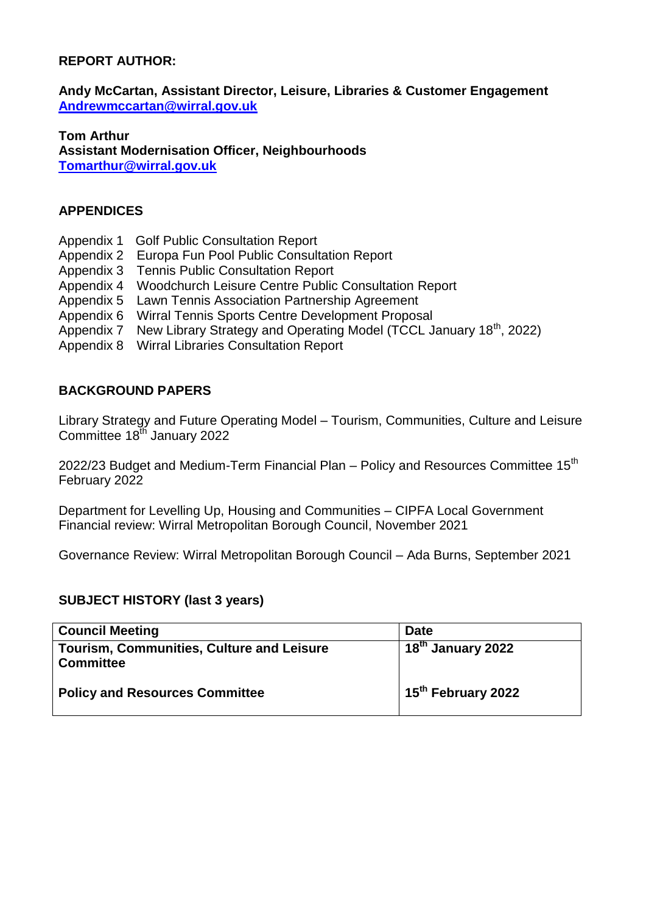**REPORT AUTHOR:**

**Andy McCartan, Assistant Director, Leisure, Libraries & Customer Engagement**
**Andrewmccartan@wirral.gov.uk**

**Tom Arthur**
**Assistant Modernisation Officer, Neighbourhoods**
**Tomarthur@wirral.gov.uk**

## APPENDICES

Appendix 1 Golf Public Consultation Report
Appendix 2 Europa Fun Pool Public Consultation Report
Appendix 3 Tennis Public Consultation Report
Appendix 4 Woodchurch Leisure Centre Public Consultation Report
Appendix 5 Lawn Tennis Association Partnership Agreement
Appendix 6 Wirral Tennis Sports Centre Development Proposal
Appendix 7 New Library Strategy and Operating Model (TCCL January 18th, 2022)
Appendix 8 Wirral Libraries Consultation Report

## BACKGROUND PAPERS

Library Strategy and Future Operating Model – Tourism, Communities, Culture and Leisure Committee 18th January 2022

2022/23 Budget and Medium-Term Financial Plan – Policy and Resources Committee 15th February 2022

Department for Levelling Up, Housing and Communities – CIPFA Local Government Financial review: Wirral Metropolitan Borough Council, November 2021

Governance Review: Wirral Metropolitan Borough Council – Ada Burns, September 2021

## SUBJECT HISTORY (last 3 years)

| Council Meeting | Date |
|---|---|
| **Tourism, Communities, Culture and Leisure Committee** | **18th January 2022** |
| **Policy and Resources Committee** | **15th February 2022** |